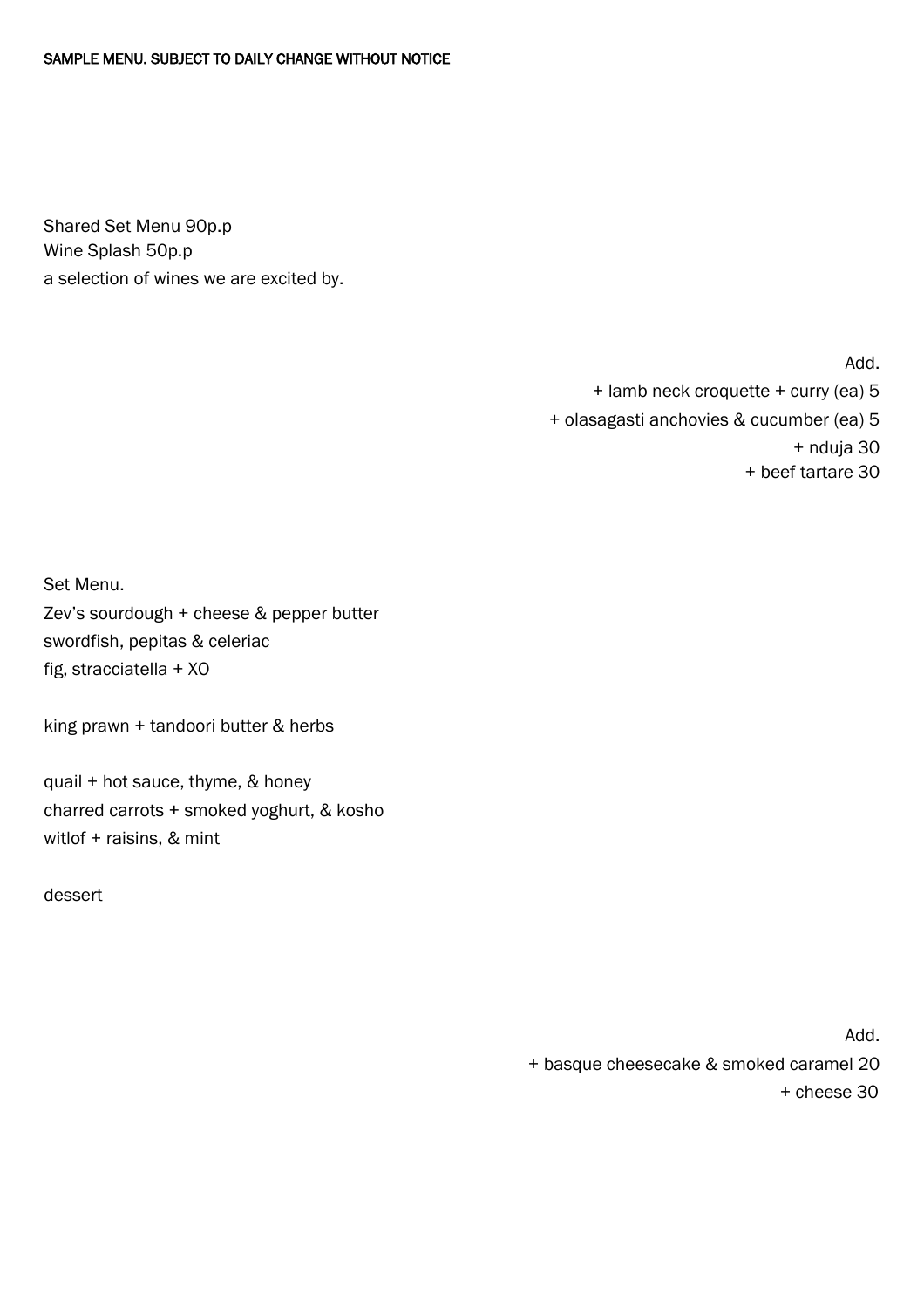SAMPLE MENU. SUBJECT TO DAILY CHANGE WITHOUT NOTICE

Shared Set Menu 90p.p
Wine Splash 50p.p
a selection of wines we are excited by.

Add.
+ lamb neck croquette + curry (ea) 5
+ olasagasti anchovies & cucumber (ea) 5
+ nduja 30
+ beef tartare 30

Set Menu.
Zev's sourdough + cheese & pepper butter
swordfish, pepitas & celeriac
fig, stracciatella + XO

king prawn + tandoori butter & herbs

quail + hot sauce, thyme, & honey
charred carrots + smoked yoghurt, & kosho
witlof + raisins, & mint

dessert

Add.
+ basque cheesecake & smoked caramel 20
+ cheese 30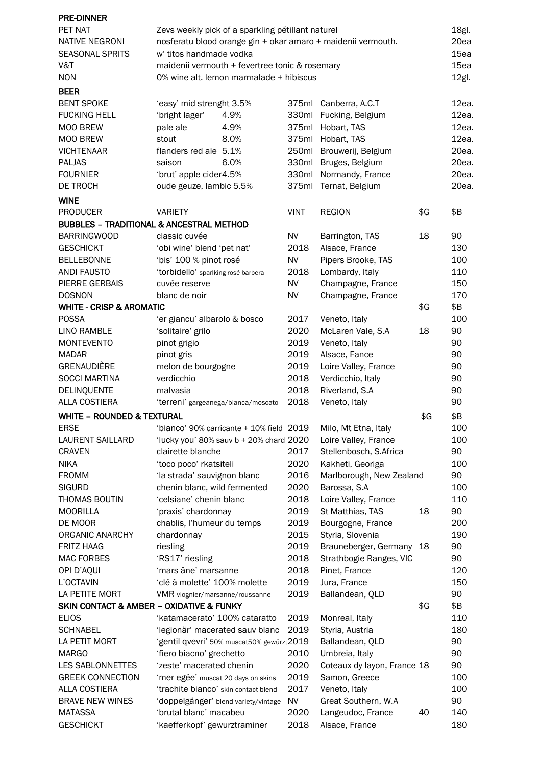## PRE-DINNER

| | | |
|---|---|---|
| PET NAT | Zevs weekly pick of a sparkling pétillant naturel | 18gl. |
| NATIVE NEGRONI | nosferatu blood orange gin + okar amaro + maidenii vermouth. | 20ea |
| SEASONAL SPRITS | w' titos handmade vodka | 15ea |
| V&T | maidenii vermouth + fevertree tonic & rosemary | 15ea |
| NON | 0% wine alt. lemon marmalade + hibiscus | 12gl. |

## BEER

| | | | | | |
|---|---|---|---|---|---|
| BENT SPOKE | 'easy' mid strenght | 3.5% | 375ml | Canberra, A.C.T | 12ea. |
| FUCKING HELL | 'bright lager' | 4.9% | 330ml | Fucking, Belgium | 12ea. |
| MOO BREW | pale ale | 4.9% | 375ml | Hobart, TAS | 12ea. |
| MOO BREW | stout | 8.0% | 375ml | Hobart, TAS | 12ea. |
| VICHTENAAR | flanders red ale | 5.1% | 250ml | Brouwerij, Belgium | 20ea. |
| PALJAS | saison | 6.0% | 330ml | Bruges, Belgium | 20ea. |
| FOURNIER | 'brut' apple cider | 4.5% | 330ml | Normandy, France | 20ea. |
| DE TROCH | oude geuze, lambic | 5.5% | 375ml | Ternat, Belgium | 20ea. |

## WINE

| PRODUCER | VARIETY | VINT | REGION | $G | $B |
|---|---|---|---|---|---|
| **BUBBLES – TRADITIONAL & ANCESTRAL METHOD** | | | | | |
| BARRINGWOOD | classic cuvée | NV | Barrington, TAS | 18 | 90 |
| GESCHICKT | 'obi wine' blend 'pet nat' | 2018 | Alsace, France | | 130 |
| BELLEBONNE | 'bis' 100 % pinot rosé | NV | Pipers Brooke, TAS | | 100 |
| ANDI FAUSTO | 'torbidello' sparkling rosé barbera | 2018 | Lombardy, Italy | | 110 |
| PIERRE GERBAIS | cuvée reserve | NV | Champagne, France | | 150 |
| DOSNON | blanc de noir | NV | Champagne, France | | 170 |
| **WHITE - CRISP & AROMATIC** | | | | $G | $B |
| POSSA | 'er giancu' albarolo & bosco | 2017 | Veneto, Italy | | 100 |
| LINO RAMBLE | 'solitaire' grilo | 2020 | McLaren Vale, S.A | 18 | 90 |
| MONTEVENTO | pinot grigio | 2019 | Veneto, Italy | | 90 |
| MADAR | pinot gris | 2019 | Alsace, Fance | | 90 |
| GRENAUDIÈRE | melon de bourgogne | 2019 | Loire Valley, France | | 90 |
| SOCCI MARTINA | verdicchio | 2018 | Verdicchio, Italy | | 90 |
| DELINQUENTE | malvasia | 2018 | Riverland, S.A | | 90 |
| ALLA COSTIERA | 'terreni' gargeanega/bianca/moscato | 2018 | Veneto, Italy | | 90 |
| **WHITE – ROUNDED & TEXTURAL** | | | | $G | $B |
| ERSE | 'bianco' 90% carricante + 10% field | 2019 | Milo, Mt Etna, Italy | | 100 |
| LAURENT SAILLARD | 'lucky you' 80% sauv b + 20% chard | 2020 | Loire Valley, France | | 100 |
| CRAVEN | clairette blanche | 2017 | Stellenbosch, S.Africa | | 90 |
| NIKA | 'toco poco' rkatsiteli | 2020 | Kakheti, Georiga | | 100 |
| FROMM | 'la strada' sauvignon blanc | 2016 | Marlborough, New Zealand | | 90 |
| SIGURD | chenin blanc, wild fermented | 2020 | Barossa, S.A | | 100 |
| THOMAS BOUTIN | 'celsiane' chenin blanc | 2018 | Loire Valley, France | | 110 |
| MOORILLA | 'praxis' chardonnay | 2019 | St Matthias, TAS | 18 | 90 |
| DE MOOR | chablis, l'humeur du temps | 2019 | Bourgogne, France | | 200 |
| ORGANIC ANARCHY | chardonnay | 2015 | Styria, Slovenia | | 190 |
| FRITZ HAAG | riesling | 2019 | Brauneberger, Germany | 18 | 90 |
| MAC FORBES | 'RS17' riesling | 2018 | Strathbogie Ranges, VIC | | 90 |
| OPI D'AQUI | 'mars âne' marsanne | 2018 | Pinet, France | | 120 |
| L'OCTAVIN | 'clé à molette' 100% molette | 2019 | Jura, France | | 150 |
| LA PETITE MORT | VMR viognier/marsanne/roussanne | 2019 | Ballandean, QLD | | 90 |
| **SKIN CONTACT & AMBER – OXIDATIVE & FUNKY** | | | | $G | $B |
| ELIOS | 'katamacerato' 100% cataratto | 2019 | Monreal, Italy | | 110 |
| SCHNABEL | 'legionär' macerated sauv blanc | 2019 | Styria, Austria | | 180 |
| LA PETIT MORT | 'gentil qvevri' 50% muscat50% gewürzt | 2019 | Ballandean, QLD | | 90 |
| MARGO | 'fiero biacno' grechetto | 2010 | Umbreia, Italy | | 90 |
| LES SABLONNETTES | 'zeste' macerated chenin | 2020 | Coteaux dy layon, France | 18 | 90 |
| GREEK CONNECTION | 'mer egée' muscat 20 days on skins | 2019 | Samon, Greece | | 100 |
| ALLA COSTIERA | 'trachite bianco' skin contact blend | 2017 | Veneto, Italy | | 100 |
| BRAVE NEW WINES | 'doppelgänger' blend variety/vintage | NV | Great Southern, W.A | | 90 |
| MATASSA | 'brutal blanc' macabeu | 2020 | Langeudoc, France | 40 | 140 |
| GESCHICKT | 'kaefferkopf' gewurztraminer | 2018 | Alsace, France | | 180 |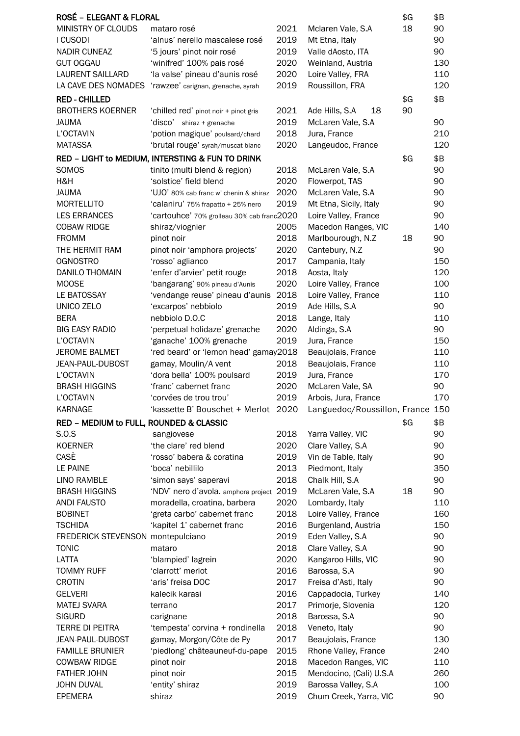| ROSÉ – ELEGANT & FLORAL | | | | $G | $B |
|---|---|---|---|---|---|
| MINISTRY OF CLOUDS | mataro rosé | 2021 | Mclaren Vale, S.A | 18 | 90 |
| I CUSODI | 'alnus' nerello mascalese rosé | 2019 | Mt Etna, Italy | | 90 |
| NADIR CUNEAZ | '5 jours' pinot noir rosé | 2019 | Valle dAosto, ITA | | 90 |
| GUT OGGAU | 'winifred' 100% pais rosé | 2020 | Weinland, Austria | | 130 |
| LAURENT SAILLARD | 'la valse' pineau d'aunis rosé | 2020 | Loire Valley, FRA | | 110 |
| LA CAVE DES NOMADES | 'rawzee' carignan, grenache, syrah | 2019 | Roussillon, FRA | | 120 |

| RED - CHILLED | | | | $G | $B |
|---|---|---|---|---|---|
| BROTHERS KOERNER | 'chilled red' pinot noir + pinot gris | 2021 | Ade Hills, S.A 18 | 90 | |
| JAUMA | 'disco' shiraz + grenache | 2019 | McLaren Vale, S.A | | 90 |
| L'OCTAVIN | 'potion magique' poulsard/chard | 2018 | Jura, France | | 210 |
| MATASSA | 'brutal rouge' syrah/muscat blanc | 2020 | Langeudoc, France | | 120 |

| RED – LIGHT to MEDIUM, INTERSTING & FUN TO DRINK | | | | $G | $B |
|---|---|---|---|---|---|
| SOMOS | tinito (multi blend & region) | 2018 | McLaren Vale, S.A | | 90 |
| H&H | 'solstice' field blend | 2020 | Flowerpot, TAS | | 90 |
| JAUMA | 'UJO' 80% cab franc w' chenin & shiraz | 2020 | McLaren Vale, S.A | | 90 |
| MORTELLITO | 'calaniru' 75% frapatto + 25% nero | 2019 | Mt Etna, Sicily, Italy | | 90 |
| LES ERRANCES | 'cartouhce' 70% grolleau 30% cab franc | 2020 | Loire Valley, France | | 90 |
| COBAW RIDGE | shiraz/viognier | 2005 | Macedon Ranges, VIC | | 140 |
| FROMM | pinot noir | 2018 | Marlbourough, N.Z | 18 | 90 |
| THE HERMIT RAM | pinot noir 'amphora projects' | 2020 | Cantebury, N.Z | | 90 |
| OGNOSTRO | 'rosso' aglianco | 2017 | Campania, Italy | | 150 |
| DANILO THOMAIN | 'enfer d'arvier' petit rouge | 2018 | Aosta, Italy | | 120 |
| MOOSE | 'bangarang' 90% pineau d'Aunis | 2020 | Loire Valley, France | | 100 |
| LE BATOSSAY | 'vendange reuse' pineau d'aunis | 2018 | Loire Valley, France | | 110 |
| UNICO ZELO | 'excarpos' nebbiolo | 2019 | Ade Hills, S.A | | 90 |
| BERA | nebbiolo D.O.C | 2018 | Lange, Italy | | 110 |
| BIG EASY RADIO | 'perpetual holidaze' grenache | 2020 | Aldinga, S.A | | 90 |
| L'OCTAVIN | 'ganache' 100% grenache | 2019 | Jura, France | | 150 |
| JEROME BALMET | 'red beard' or 'lemon head' gamay | 2018 | Beaujolais, France | | 110 |
| JEAN-PAUL-DUBOST | gamay, Moulin/A vent | 2018 | Beaujolais, France | | 110 |
| L'OCTAVIN | 'dora bella' 100% poulsard | 2019 | Jura, France | | 170 |
| BRASH HIGGINS | 'franc' cabernet franc | 2020 | McLaren Vale, SA | | 90 |
| L'OCTAVIN | 'corvées de trou trou' | 2019 | Arbois, Jura, France | | 170 |
| KARNAGE | 'kassette B' Bouschet + Merlot | 2020 | Languedoc/Roussillon, France | | 150 |

| RED – MEDIUM to FULL, ROUNDED & CLASSIC | | | | $G | $B |
|---|---|---|---|---|---|
| S.O.S | sangiovese | 2018 | Yarra Valley, VIC | | 90 |
| KOERNER | 'the clare' red blend | 2020 | Clare Valley, S.A | | 90 |
| CASÈ | 'rosso' babera & coratina | 2019 | Vin de Table, Italy | | 90 |
| LE PAINE | 'boca' nebillilo | 2013 | Piedmont, Italy | | 350 |
| LINO RAMBLE | 'simon says' saperavi | 2018 | Chalk Hill, S.A | | 90 |
| BRASH HIGGINS | 'NDV' nero d'avola. amphora project | 2019 | McLaren Vale, S.A | 18 | 90 |
| ANDI FAUSTO | moradella, croatina, barbera | 2020 | Lombardy, Italy | | 110 |
| BOBINET | 'greta carbo' cabernet franc | 2018 | Loire Valley, France | | 160 |
| TSCHIDA | 'kapitel 1' cabernet franc | 2016 | Burgenland, Austria | | 150 |
| FREDERICK STEVENSON | montepulciano | 2019 | Eden Valley, S.A | | 90 |
| TONIC | mataro | 2018 | Clare Valley, S.A | | 90 |
| LATTA | 'blampied' lagrein | 2020 | Kangaroo Hills, VIC | | 90 |
| TOMMY RUFF | 'clarrott' merlot | 2016 | Barossa, S.A | | 90 |
| CROTIN | 'aris' freisa DOC | 2017 | Freisa d'Asti, Italy | | 90 |
| GELVERI | kalecik karasi | 2016 | Cappadocia, Turkey | | 140 |
| MATEJ SVARA | terrano | 2017 | Primorje, Slovenia | | 120 |
| SIGURD | carignane | 2018 | Barossa, S.A | | 90 |
| TERRE DI PEITRA | 'tempesta' corvina + rondinella | 2018 | Veneto, Italy | | 90 |
| JEAN-PAUL-DUBOST | gamay, Morgon/Côte de Py | 2017 | Beaujolais, France | | 130 |
| FAMILLE BRUNIER | 'piedlong' châteauneuf-du-pape | 2015 | Rhone Valley, France | | 240 |
| COWBAW RIDGE | pinot noir | 2018 | Macedon Ranges, VIC | | 110 |
| FATHER JOHN | pinot noir | 2015 | Mendocino, (Cali) U.S.A | | 260 |
| JOHN DUVAL | 'entity' shiraz | 2019 | Barossa Valley, S.A | | 100 |
| EPEMERA | shiraz | 2019 | Chum Creek, Yarra, VIC | | 90 |